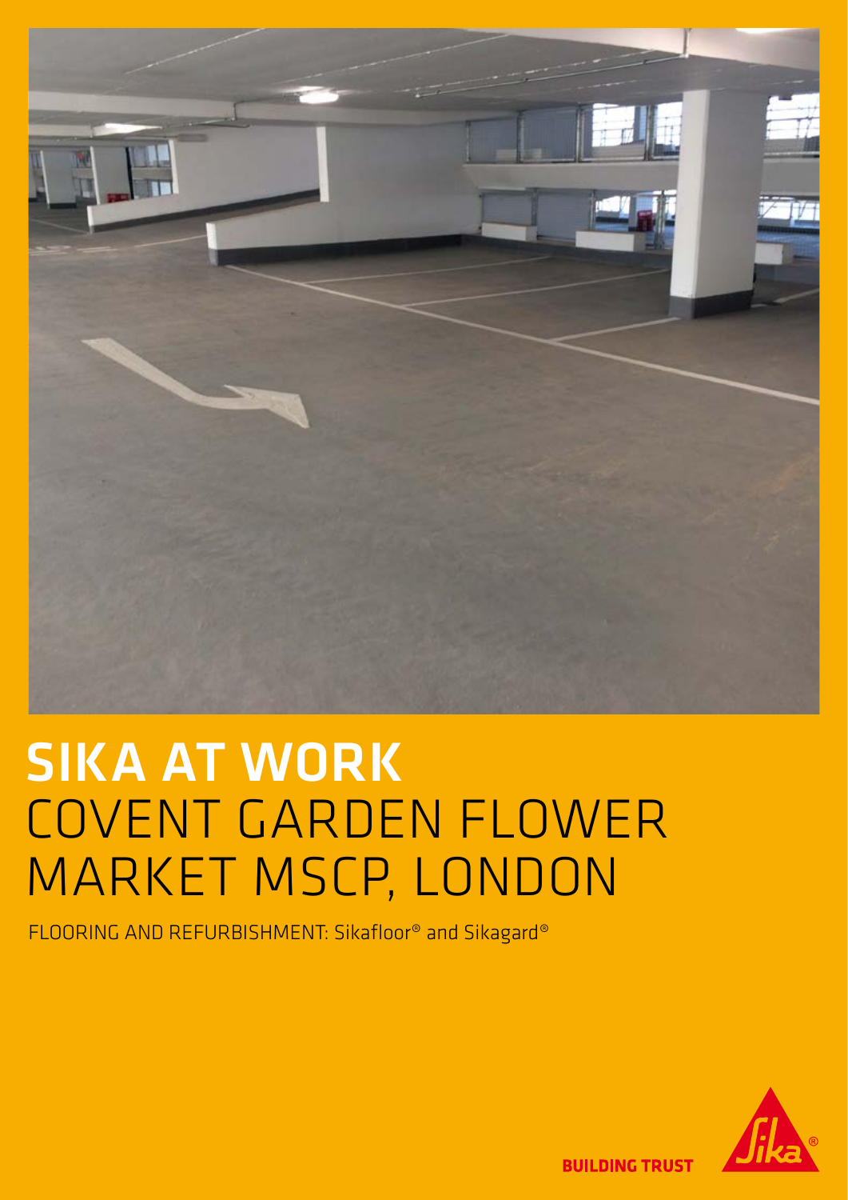# SIKA AT WORK
# COVENT GARDEN FLOWER MARKET MSCP, LONDON

FLOORING AND REFURBISHMENT: Sikafloor® and Sikagard®

BUILDING TRUST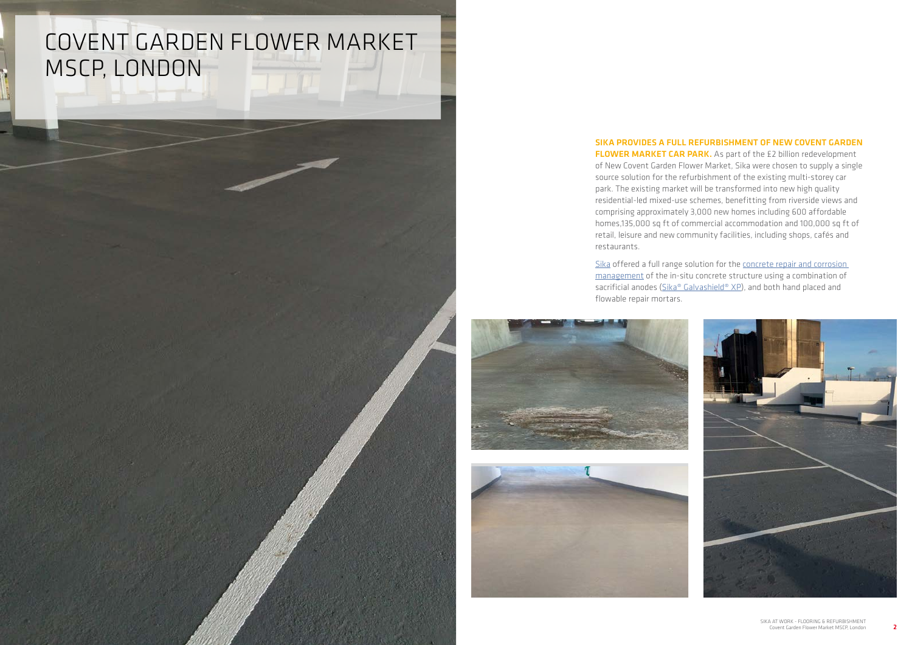# COVENT GARDEN FLOWER MARKET MSCP, LONDON

**SIKA PROVIDES A FULL REFURBISHMENT OF NEW COVENT GARDEN FLOWER MARKET CAR PARK.** As part of the £2 billion redevelopment of New Covent Garden Flower Market, Sika were chosen to supply a single source solution for the refurbishment of the existing multi-storey car park. The existing market will be transformed into new high quality residential-led mixed-use schemes, benefitting from riverside views and comprising approximately 3,000 new homes including 600 affordable homes,135,000 sq ft of commercial accommodation and 100,000 sq ft of retail, leisure and new community facilities, including shops, cafés and restaurants.

Sika offered a full range solution for the concrete repair and corrosion management of the in-situ concrete structure using a combination of sacrificial anodes (Sika® Galvashield® XP), and both hand placed and flowable repair mortars.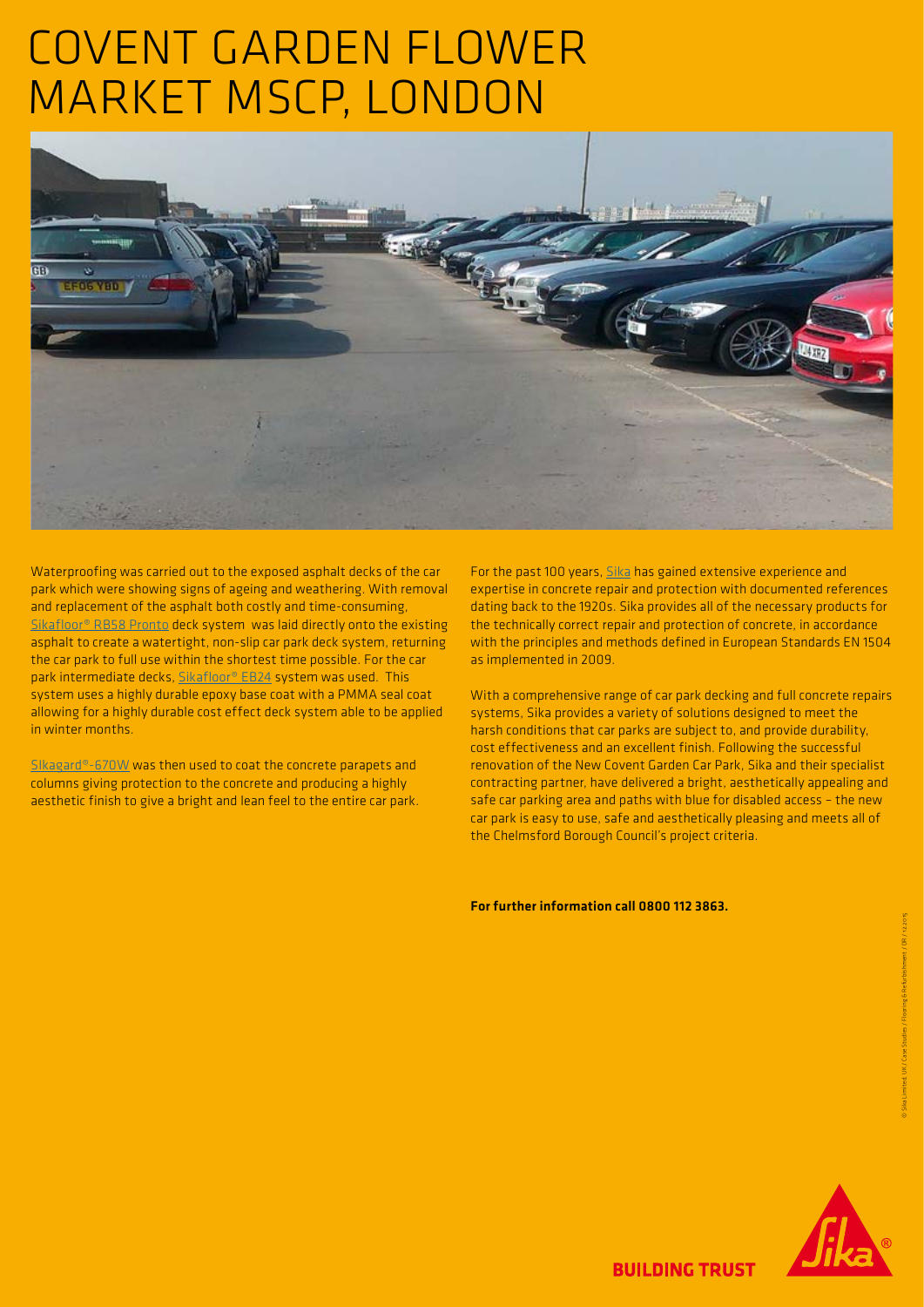# COVENT GARDEN FLOWER MARKET MSCP, LONDON

Waterproofing was carried out to the exposed asphalt decks of the car park which were showing signs of ageing and weathering. With removal and replacement of the asphalt both costly and time-consuming, Sikafloor® RB58 Pronto deck system was laid directly onto the existing asphalt to create a watertight, non-slip car park deck system, returning the car park to full use within the shortest time possible. For the car park intermediate decks, Sikafloor® EB24 system was used. This system uses a highly durable epoxy base coat with a PMMA seal coat allowing for a highly durable cost effect deck system able to be applied in winter months.

SIkagard®-670W was then used to coat the concrete parapets and columns giving protection to the concrete and producing a highly aesthetic finish to give a bright and lean feel to the entire car park.

For the past 100 years, Sika has gained extensive experience and expertise in concrete repair and protection with documented references dating back to the 1920s. Sika provides all of the necessary products for the technically correct repair and protection of concrete, in accordance with the principles and methods defined in European Standards EN 1504 as implemented in 2009.

With a comprehensive range of car park decking and full concrete repairs systems, Sika provides a variety of solutions designed to meet the harsh conditions that car parks are subject to, and provide durability, cost effectiveness and an excellent finish. Following the successful renovation of the New Covent Garden Car Park, Sika and their specialist contracting partner, have delivered a bright, aesthetically appealing and safe car parking area and paths with blue for disabled access – the new car park is easy to use, safe and aesthetically pleasing and meets all of the Chelmsford Borough Council's project criteria.

**For further information call 0800 112 3863.**

© Sika Limited, UK / Case Studies / Flooring & Refurbishment / DR / 12.2015

**BUILDING TRUST**